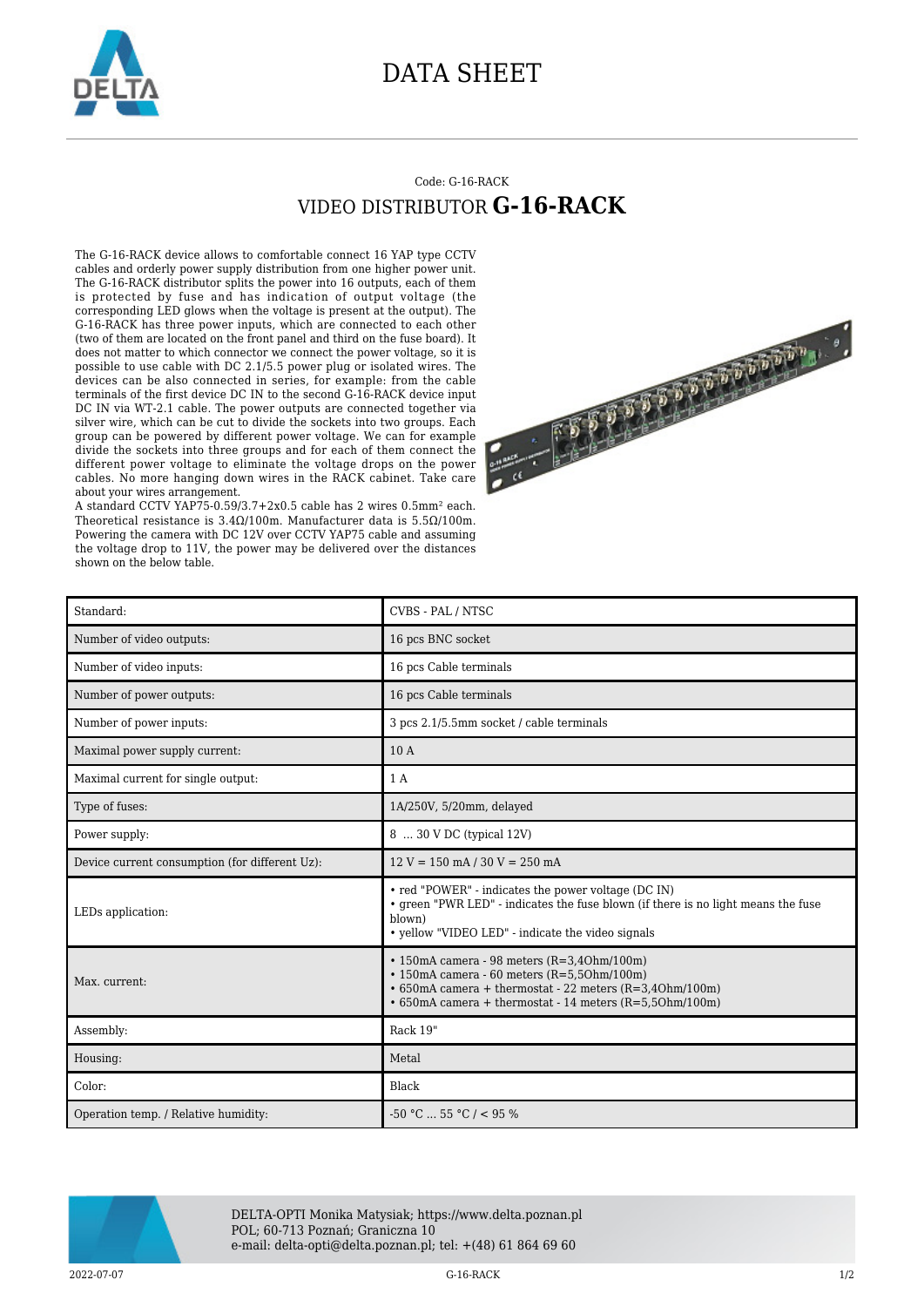# DATA SHEET

Code: G-16-RACK

## VIDEO DISTRIBUTOR **G-16-RACK**

The G-16-RACK device allows to comfortable connect 16 YAP type CCTV cables and orderly power supply distribution from one higher power unit. The G-16-RACK distributor splits the power into 16 outputs, each of them is protected by fuse and has indication of output voltage (the corresponding LED glows when the voltage is present at the output). The G-16-RACK has three power inputs, which are connected to each other (two of them are located on the front panel and third on the fuse board). It does not matter to which connector we connect the power voltage, so it is possible to use cable with DC 2.1/5.5 power plug or isolated wires. The devices can be also connected in series, for example: from the cable terminals of the first device DC IN to the second G-16-RACK device input DC IN via WT-2.1 cable. The power outputs are connected together via silver wire, which can be cut to divide the sockets into two groups. Each group can be powered by different power voltage. We can for example divide the sockets into three groups and for each of them connect the different power voltage to eliminate the voltage drops on the power cables. No more hanging down wires in the RACK cabinet. Take care about your wires arrangement.
A standard CCTV YAP75-0.59/3.7+2x0.5 cable has 2 wires 0.5mm² each. Theoretical resistance is 3.4Ω/100m. Manufacturer data is 5.5Ω/100m. Powering the camera with DC 12V over CCTV YAP75 cable and assuming the voltage drop to 11V, the power may be delivered over the distances shown on the below table.

| | |
|---|---|
| Standard: | CVBS - PAL / NTSC |
| Number of video outputs: | 16 pcs BNC socket |
| Number of video inputs: | 16 pcs Cable terminals |
| Number of power outputs: | 16 pcs Cable terminals |
| Number of power inputs: | 3 pcs 2.1/5.5mm socket / cable terminals |
| Maximal power supply current: | 10 A |
| Maximal current for single output: | 1 A |
| Type of fuses: | 1A/250V, 5/20mm, delayed |
| Power supply: | 8 ... 30 V DC (typical 12V) |
| Device current consumption (for different Uz): | 12 V = 150 mA / 30 V = 250 mA |
| LEDs application: | • red "POWER" - indicates the power voltage (DC IN)<br>• green "PWR LED" - indicates the fuse blown (if there is no light means the fuse blown)<br>• yellow "VIDEO LED" - indicate the video signals |
| Max. current: | • 150mA camera - 98 meters (R=3,4Ohm/100m)<br>• 150mA camera - 60 meters (R=5,5Ohm/100m)<br>• 650mA camera + thermostat - 22 meters (R=3,4Ohm/100m)<br>• 650mA camera + thermostat - 14 meters (R=5,5Ohm/100m) |
| Assembly: | Rack 19" |
| Housing: | Metal |
| Color: | Black |
| Operation temp. / Relative humidity: | -50 °C ... 55 °C / < 95 % |

DELTA-OPTI Monika Matysiak; https://www.delta.poznan.pl
POL; 60-713 Poznań; Graniczna 10
e-mail: delta-opti@delta.poznan.pl; tel: +(48) 61 864 69 60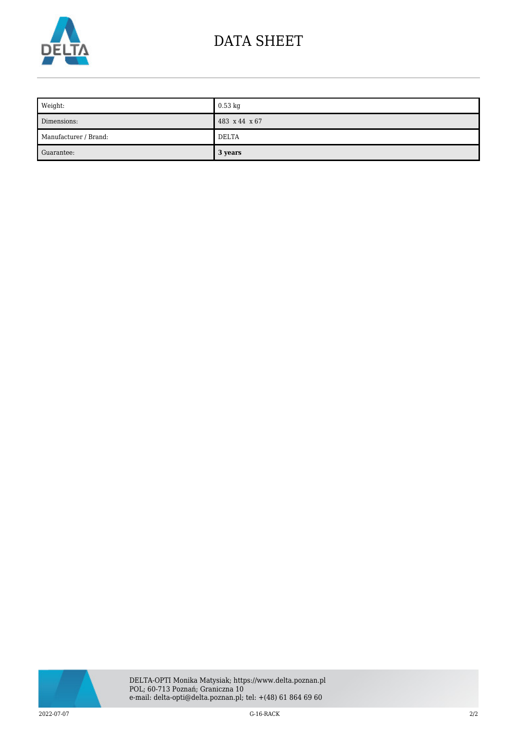# DATA SHEET

| | |
|---|---|
| Weight: | 0.53 kg |
| Dimensions: | 483 x 44 x 67 |
| Manufacturer / Brand: | DELTA |
| Guarantee: | **3 years** |

DELTA-OPTI Monika Matysiak; https://www.delta.poznan.pl
POL; 60-713 Poznań; Graniczna 10
e-mail: delta-opti@delta.poznan.pl; tel: +(48) 61 864 69 60